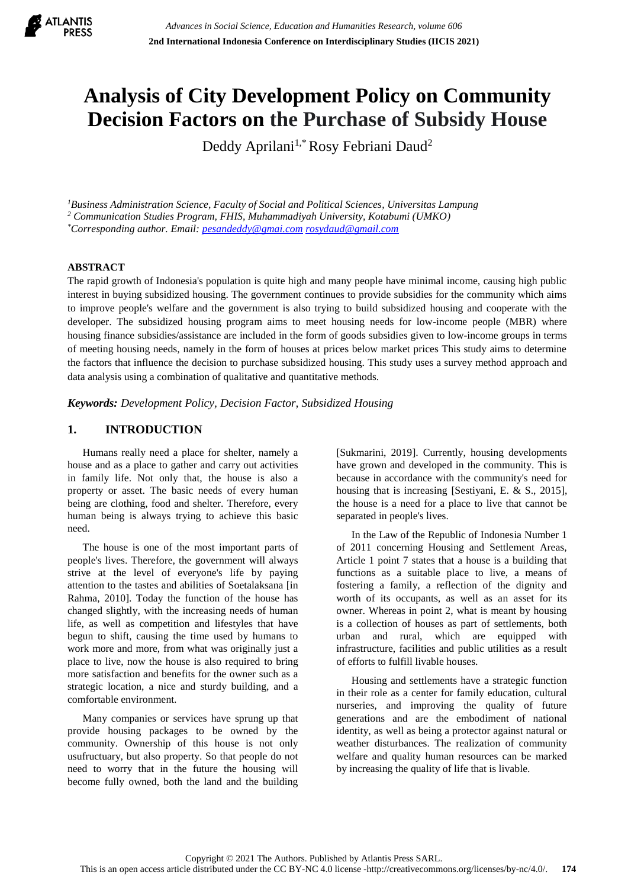# Analysis of City Development Policy on Community Decision Factors on the Purchase of Subsidy House

Deddy Aprilani[1,*] Rosy Febriani Daud[2]

[1]*Business Administration Science, Faculty of Social and Political Sciences, Universitas Lampung*
[2] *Communication Studies Program, FHIS, Muhammadiyah University, Kotabumi (UMKO)*
[*]*Corresponding author. Email: pesandeddy@gmai.com rosydaud@gmail.com*

## ABSTRACT

The rapid growth of Indonesia's population is quite high and many people have minimal income, causing high public interest in buying subsidized housing. The government continues to provide subsidies for the community which aims to improve people's welfare and the government is also trying to build subsidized housing and cooperate with the developer. The subsidized housing program aims to meet housing needs for low-income people (MBR) where housing finance subsidies/assistance are included in the form of goods subsidies given to low-income groups in terms of meeting housing needs, namely in the form of houses at prices below market prices This study aims to determine the factors that influence the decision to purchase subsidized housing. This study uses a survey method approach and data analysis using a combination of qualitative and quantitative methods.

***Keywords:*** *Development Policy, Decision Factor, Subsidized Housing*

## 1. INTRODUCTION

Humans really need a place for shelter, namely a house and as a place to gather and carry out activities in family life. Not only that, the house is also a property or asset. The basic needs of every human being are clothing, food and shelter. Therefore, every human being is always trying to achieve this basic need.

The house is one of the most important parts of people's lives. Therefore, the government will always strive at the level of everyone's life by paying attention to the tastes and abilities of Soetalaksana [in Rahma, 2010]. Today the function of the house has changed slightly, with the increasing needs of human life, as well as competition and lifestyles that have begun to shift, causing the time used by humans to work more and more, from what was originally just a place to live, now the house is also required to bring more satisfaction and benefits for the owner such as a strategic location, a nice and sturdy building, and a comfortable environment.

Many companies or services have sprung up that provide housing packages to be owned by the community. Ownership of this house is not only usufructuary, but also property. So that people do not need to worry that in the future the housing will become fully owned, both the land and the building [Sukmarini, 2019]. Currently, housing developments have grown and developed in the community. This is because in accordance with the community's need for housing that is increasing [Sestiyani, E. & S., 2015], the house is a need for a place to live that cannot be separated in people's lives.

In the Law of the Republic of Indonesia Number 1 of 2011 concerning Housing and Settlement Areas, Article 1 point 7 states that a house is a building that functions as a suitable place to live, a means of fostering a family, a reflection of the dignity and worth of its occupants, as well as an asset for its owner. Whereas in point 2, what is meant by housing is a collection of houses as part of settlements, both urban and rural, which are equipped with infrastructure, facilities and public utilities as a result of efforts to fulfill livable houses.

Housing and settlements have a strategic function in their role as a center for family education, cultural nurseries, and improving the quality of future generations and are the embodiment of national identity, as well as being a protector against natural or weather disturbances. The realization of community welfare and quality human resources can be marked by increasing the quality of life that is livable.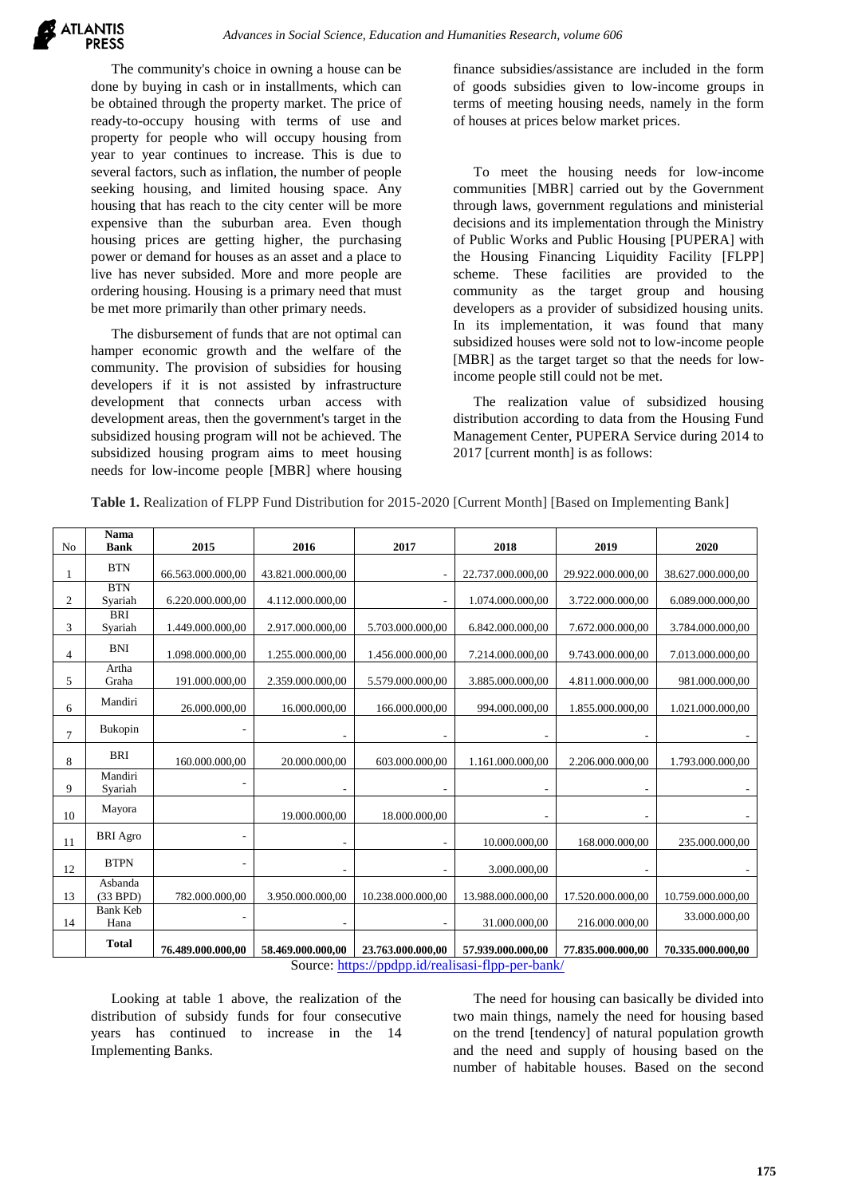The community's choice in owning a house can be done by buying in cash or in installments, which can be obtained through the property market. The price of ready-to-occupy housing with terms of use and property for people who will occupy housing from year to year continues to increase. This is due to several factors, such as inflation, the number of people seeking housing, and limited housing space. Any housing that has reach to the city center will be more expensive than the suburban area. Even though housing prices are getting higher, the purchasing power or demand for houses as an asset and a place to live has never subsided. More and more people are ordering housing. Housing is a primary need that must be met more primarily than other primary needs.

The disbursement of funds that are not optimal can hamper economic growth and the welfare of the community. The provision of subsidies for housing developers if it is not assisted by infrastructure development that connects urban access with development areas, then the government's target in the subsidized housing program will not be achieved. The subsidized housing program aims to meet housing needs for low-income people [MBR] where housing finance subsidies/assistance are included in the form of goods subsidies given to low-income groups in terms of meeting housing needs, namely in the form of houses at prices below market prices.

To meet the housing needs for low-income communities [MBR] carried out by the Government through laws, government regulations and ministerial decisions and its implementation through the Ministry of Public Works and Public Housing [PUPERA] with the Housing Financing Liquidity Facility [FLPP] scheme. These facilities are provided to the community as the target group and housing developers as a provider of subsidized housing units. In its implementation, it was found that many subsidized houses were sold not to low-income people [MBR] as the target target so that the needs for low-income people still could not be met.

The realization value of subsidized housing distribution according to data from the Housing Fund Management Center, PUPERA Service during 2014 to 2017 [current month] is as follows:

**Table 1.** Realization of FLPP Fund Distribution for 2015-2020 [Current Month] [Based on Implementing Bank]

| No | Nama Bank | 2015 | 2016 | 2017 | 2018 | 2019 | 2020 |
|---|---|---|---|---|---|---|---|
| 1 | BTN | 66.563.000.000,00 | 43.821.000.000,00 | - | 22.737.000.000,00 | 29.922.000.000,00 | 38.627.000.000,00 |
| 2 | BTN Syariah | 6.220.000.000,00 | 4.112.000.000,00 | - | 1.074.000.000,00 | 3.722.000.000,00 | 6.089.000.000,00 |
| 3 | BRI Syariah | 1.449.000.000,00 | 2.917.000.000,00 | 5.703.000.000,00 | 6.842.000.000,00 | 7.672.000.000,00 | 3.784.000.000,00 |
| 4 | BNI | 1.098.000.000,00 | 1.255.000.000,00 | 1.456.000.000,00 | 7.214.000.000,00 | 9.743.000.000,00 | 7.013.000.000,00 |
| 5 | Artha Graha | 191.000.000,00 | 2.359.000.000,00 | 5.579.000.000,00 | 3.885.000.000,00 | 4.811.000.000,00 | 981.000.000,00 |
| 6 | Mandiri | 26.000.000,00 | 16.000.000,00 | 166.000.000,00 | 994.000.000,00 | 1.855.000.000,00 | 1.021.000.000,00 |
| 7 | Bukopin | - | - | - | - | - | - |
| 8 | BRI | 160.000.000,00 | 20.000.000,00 | 603.000.000,00 | 1.161.000.000,00 | 2.206.000.000,00 | 1.793.000.000,00 |
| 9 | Mandiri Syariah | - | - | - | - | - | - |
| 10 | Mayora | | 19.000.000,00 | 18.000.000,00 | - | - | - |
| 11 | BRI Agro | - | - | - | 10.000.000,00 | 168.000.000,00 | 235.000.000,00 |
| 12 | BTPN | - | - | - | 3.000.000,00 | - | - |
| 13 | Asbanda (33 BPD) | 782.000.000,00 | 3.950.000.000,00 | 10.238.000.000,00 | 13.988.000.000,00 | 17.520.000.000,00 | 10.759.000.000,00 |
| 14 | Bank Keb Hana | - | - | - | 31.000.000,00 | 216.000.000,00 | 33.000.000,00 |
| | **Total** | **76.489.000.000,00** | **58.469.000.000,00** | **23.763.000.000,00** | **57.939.000.000,00** | **77.835.000.000,00** | **70.335.000.000,00** |

Source: https://ppdpp.id/realisasi-flpp-per-bank/

Looking at table 1 above, the realization of the distribution of subsidy funds for four consecutive years has continued to increase in the 14 Implementing Banks.

The need for housing can basically be divided into two main things, namely the need for housing based on the trend [tendency] of natural population growth and the need and supply of housing based on the number of habitable houses. Based on the second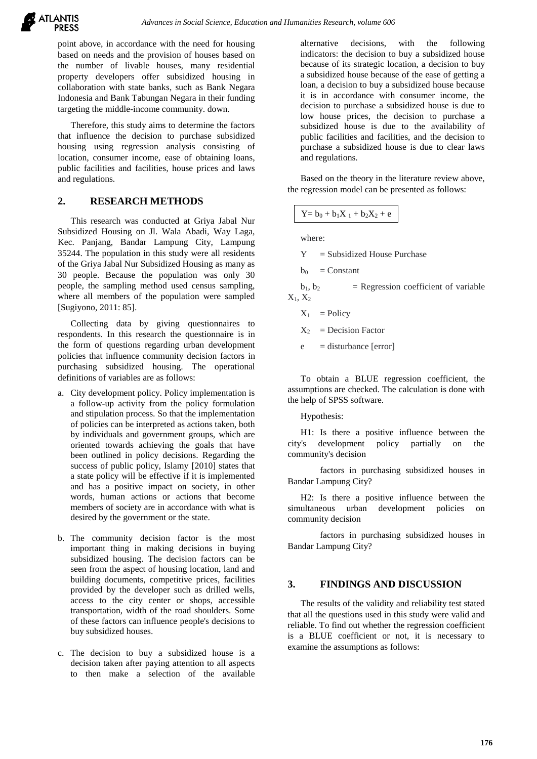point above, in accordance with the need for housing based on needs and the provision of houses based on the number of livable houses, many residential property developers offer subsidized housing in collaboration with state banks, such as Bank Negara Indonesia and Bank Tabungan Negara in their funding targeting the middle-income community. down.

Therefore, this study aims to determine the factors that influence the decision to purchase subsidized housing using regression analysis consisting of location, consumer income, ease of obtaining loans, public facilities and facilities, house prices and laws and regulations.

## 2. RESEARCH METHODS

This research was conducted at Griya Jabal Nur Subsidized Housing on Jl. Wala Abadi, Way Laga, Kec. Panjang, Bandar Lampung City, Lampung 35244. The population in this study were all residents of the Griya Jabal Nur Subsidized Housing as many as 30 people. Because the population was only 30 people, the sampling method used census sampling, where all members of the population were sampled [Sugiyono, 2011: 85].

Collecting data by giving questionnaires to respondents. In this research the questionnaire is in the form of questions regarding urban development policies that influence community decision factors in purchasing subsidized housing. The operational definitions of variables are as follows:

a. City development policy. Policy implementation is a follow-up activity from the policy formulation and stipulation process. So that the implementation of policies can be interpreted as actions taken, both by individuals and government groups, which are oriented towards achieving the goals that have been outlined in policy decisions. Regarding the success of public policy, Islamy [2010] states that a state policy will be effective if it is implemented and has a positive impact on society, in other words, human actions or actions that become members of society are in accordance with what is desired by the government or the state.

b. The community decision factor is the most important thing in making decisions in buying subsidized housing. The decision factors can be seen from the aspect of housing location, land and building documents, competitive prices, facilities provided by the developer such as drilled wells, access to the city center or shops, accessible transportation, width of the road shoulders. Some of these factors can influence people's decisions to buy subsidized houses.

c. The decision to buy a subsidized house is a decision taken after paying attention to all aspects to then make a selection of the available alternative decisions, with the following indicators: the decision to buy a subsidized house because of its strategic location, a decision to buy a subsidized house because of the ease of getting a loan, a decision to buy a subsidized house because it is in accordance with consumer income, the decision to purchase a subsidized house is due to low house prices, the decision to purchase a subsidized house is due to the availability of public facilities and facilities, and the decision to purchase a subsidized house is due to clear laws and regulations.

Based on the theory in the literature review above, the regression model can be presented as follows:

$$Y = b_0 + b_1X_1 + b_2X_2 + e$$

where:

Y = Subsidized House Purchase

$b_0$ = Constant

$b_1, b_2$ = Regression coefficient of variable $X_1, X_2$

$X_1$ = Policy

$X_2$ = Decision Factor

e = disturbance [error]

To obtain a BLUE regression coefficient, the assumptions are checked. The calculation is done with the help of SPSS software.

Hypothesis:

H1: Is there a positive influence between the city's development policy partially on the community's decision factors in purchasing subsidized houses in Bandar Lampung City?

H2: Is there a positive influence between the simultaneous urban development policies on community decision factors in purchasing subsidized houses in Bandar Lampung City?

## 3. FINDINGS AND DISCUSSION

The results of the validity and reliability test stated that all the questions used in this study were valid and reliable. To find out whether the regression coefficient is a BLUE coefficient or not, it is necessary to examine the assumptions as follows: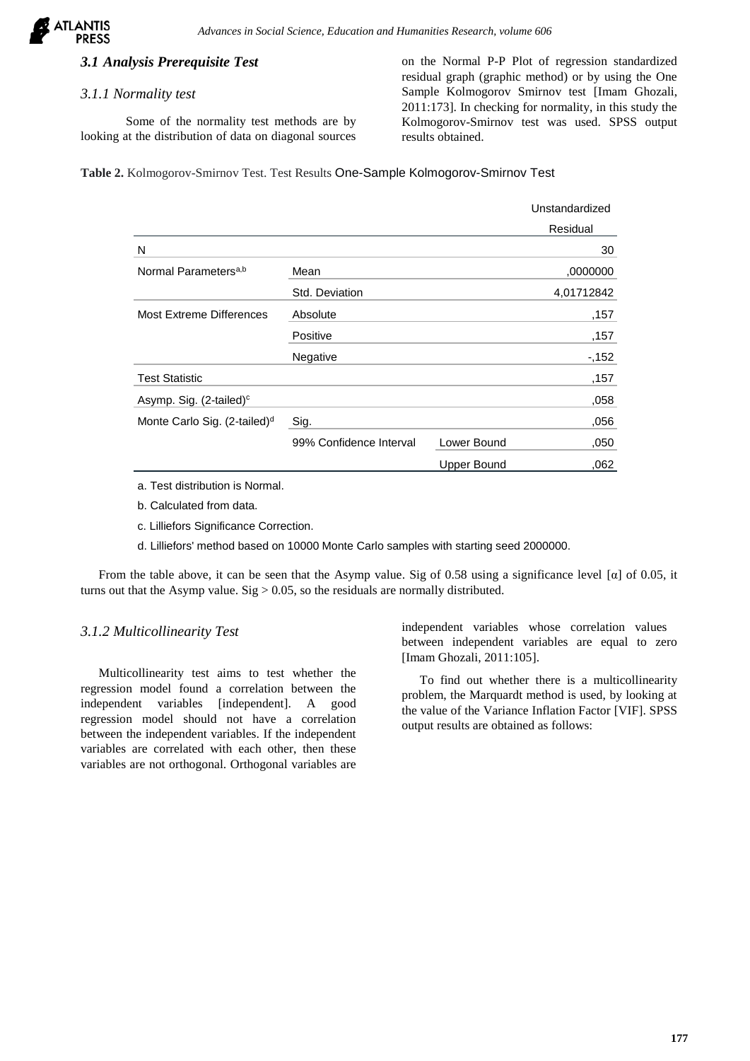### *3.1 Analysis Prerequisite Test*

#### *3.1.1 Normality test*

Some of the normality test methods are by looking at the distribution of data on diagonal sources on the Normal P-P Plot of regression standardized residual graph (graphic method) or by using the One Sample Kolmogorov Smirnov test [Imam Ghozali, 2011:173]. In checking for normality, in this study the Kolmogorov-Smirnov test was used. SPSS output results obtained.

**Table 2.** Kolmogorov-Smirnov Test. Test Results One-Sample Kolmogorov-Smirnov Test

| | | | Unstandardized Residual |
|---|---|---|---|
| N | | | 30 |
| Normal Parameters[a,b] | Mean | | ,0000000 |
| | Std. Deviation | | 4,01712842 |
| Most Extreme Differences | Absolute | | ,157 |
| | Positive | | ,157 |
| | Negative | | -,152 |
| Test Statistic | | | ,157 |
| Asymp. Sig. (2-tailed)[c] | | | ,058 |
| Monte Carlo Sig. (2-tailed)[d] | Sig. | | ,056 |
| | 99% Confidence Interval | Lower Bound | ,050 |
| | | Upper Bound | ,062 |

a. Test distribution is Normal.

b. Calculated from data.

c. Lilliefors Significance Correction.

d. Lilliefors' method based on 10000 Monte Carlo samples with starting seed 2000000.

From the table above, it can be seen that the Asymp value. Sig of 0.58 using a significance level [α] of 0.05, it turns out that the Asymp value. Sig > 0.05, so the residuals are normally distributed.

#### *3.1.2 Multicollinearity Test*

Multicollinearity test aims to test whether the regression model found a correlation between the independent variables [independent]. A good regression model should not have a correlation between the independent variables. If the independent variables are correlated with each other, then these variables are not orthogonal. Orthogonal variables are independent variables whose correlation values between independent variables are equal to zero [Imam Ghozali, 2011:105].

To find out whether there is a multicollinearity problem, the Marquardt method is used, by looking at the value of the Variance Inflation Factor [VIF]. SPSS output results are obtained as follows: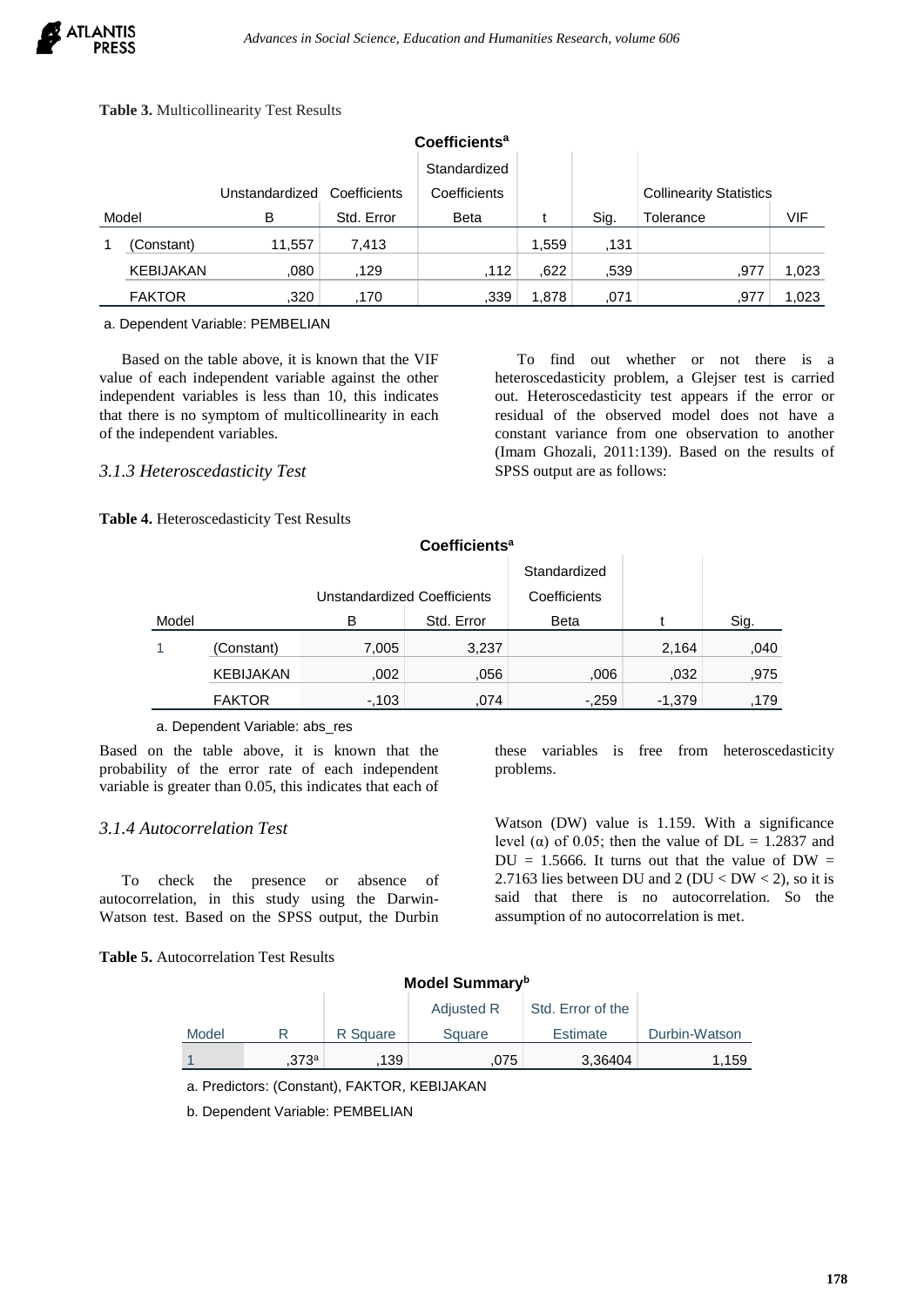**Table 3.** Multicollinearity Test Results

| Coefficients[a] | | | | | | | | |
|---|---|---|---|---|---|---|---|---|
| Model | | Unstandardized B | Coefficients Std. Error | Standardized Coefficients Beta | t | Sig. | Collinearity Statistics Tolerance | VIF |
| 1 | (Constant) | 11,557 | 7,413 | | 1,559 | ,131 | | |
| | KEBIJAKAN | ,080 | ,129 | ,112 | ,622 | ,539 | ,977 | 1,023 |
| | FAKTOR | ,320 | ,170 | ,339 | 1,878 | ,071 | ,977 | 1,023 |

a. Dependent Variable: PEMBELIAN

Based on the table above, it is known that the VIF value of each independent variable against the other independent variables is less than 10, this indicates that there is no symptom of multicollinearity in each of the independent variables.

### *3.1.3 Heteroscedasticity Test*

To find out whether or not there is a heteroscedasticity problem, a Glejser test is carried out. Heteroscedasticity test appears if the error or residual of the observed model does not have a constant variance from one observation to another (Imam Ghozali, 2011:139). Based on the results of SPSS output are as follows:

**Table 4.** Heteroscedasticity Test Results

| Coefficients[a] | | | | | | |
|---|---|---|---|---|---|---|
| Model | | Unstandardized Coefficients B | Std. Error | Standardized Coefficients Beta | t | Sig. |
| 1 | (Constant) | 7,005 | 3,237 | | 2,164 | ,040 |
| | KEBIJAKAN | ,002 | ,056 | ,006 | ,032 | ,975 |
| | FAKTOR | -,103 | ,074 | -,259 | -1,379 | ,179 |

a. Dependent Variable: abs_res

Based on the table above, it is known that the probability of the error rate of each independent variable is greater than 0.05, this indicates that each of these variables is free from heteroscedasticity problems.

### *3.1.4 Autocorrelation Test*

To check the presence or absence of autocorrelation, in this study using the Darwin-Watson test. Based on the SPSS output, the Durbin Watson (DW) value is 1.159. With a significance level (α) of 0.05; then the value of DL = 1.2837 and DU = 1.5666. It turns out that the value of DW = 2.7163 lies between DU and 2 (DU < DW < 2), so it is said that there is no autocorrelation. So the assumption of no autocorrelation is met.

**Table 5.** Autocorrelation Test Results

| Model Summary[b] | | | | | |
|---|---|---|---|---|---|
| Model | R | R Square | Adjusted R Square | Std. Error of the Estimate | Durbin-Watson |
| 1 | ,373[a] | ,139 | ,075 | 3,36404 | 1,159 |

a. Predictors: (Constant), FAKTOR, KEBIJAKAN

b. Dependent Variable: PEMBELIAN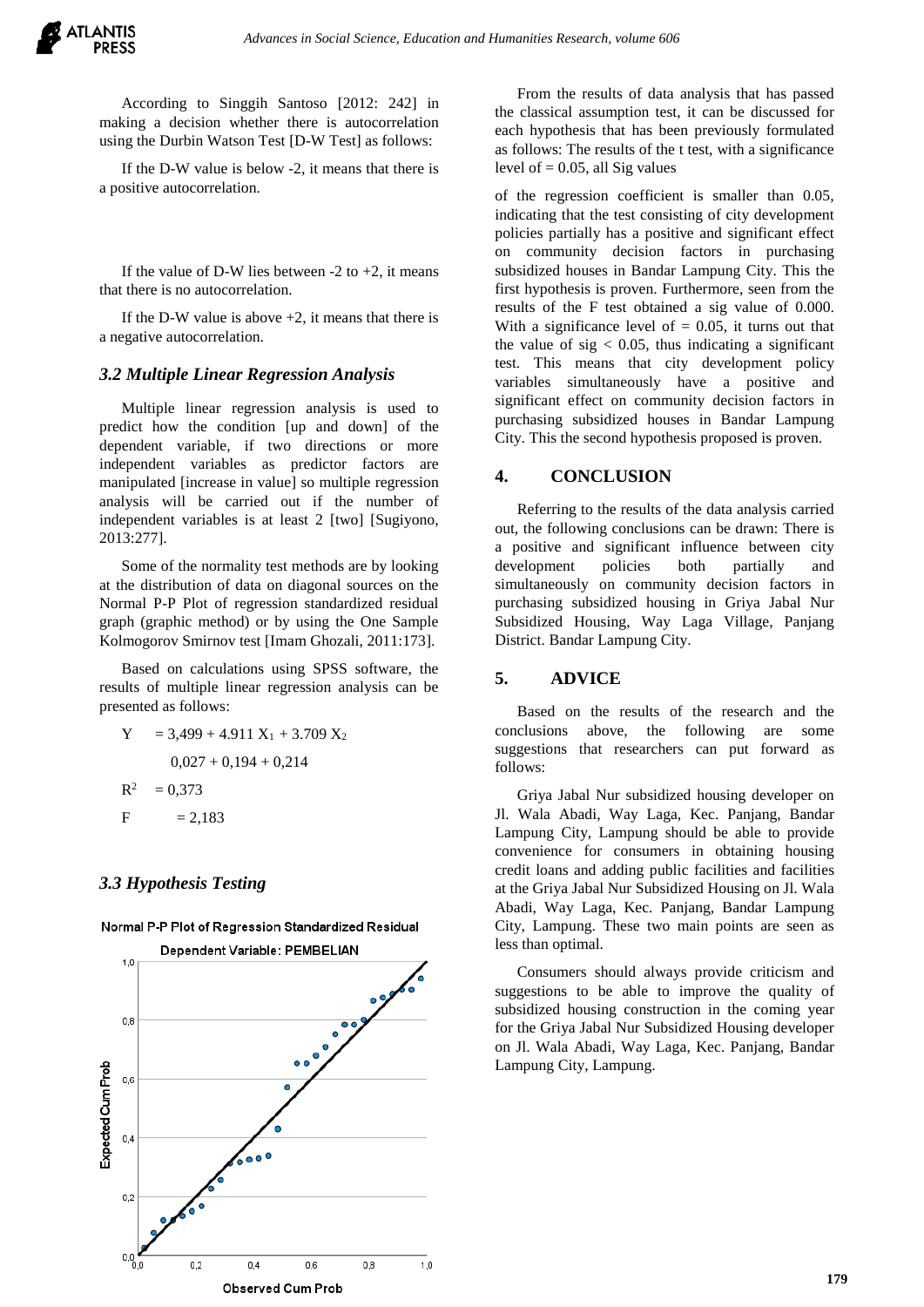According to Singgih Santoso [2012: 242] in making a decision whether there is autocorrelation using the Durbin Watson Test [D-W Test] as follows:

If the D-W value is below -2, it means that there is a positive autocorrelation.

If the value of D-W lies between -2 to +2, it means that there is no autocorrelation.

If the D-W value is above +2, it means that there is a negative autocorrelation.

### *3.2 Multiple Linear Regression Analysis*

Multiple linear regression analysis is used to predict how the condition [up and down] of the dependent variable, if two directions or more independent variables as predictor factors are manipulated [increase in value] so multiple regression analysis will be carried out if the number of independent variables is at least 2 [two] [Sugiyono, 2013:277].

Some of the normality test methods are by looking at the distribution of data on diagonal sources on the Normal P-P Plot of regression standardized residual graph (graphic method) or by using the One Sample Kolmogorov Smirnov test [Imam Ghozali, 2011:173].

Based on calculations using SPSS software, the results of multiple linear regression analysis can be presented as follows:

$$Y = 3{,}499 + 4.911\, X_1 + 3.709\, X_2$$

$$0{,}027 + 0{,}194 + 0{,}214$$

$$R^2 = 0{,}373$$

$$F = 2{,}183$$

### *3.3 Hypothesis Testing*

From the results of data analysis that has passed the classical assumption test, it can be discussed for each hypothesis that has been previously formulated as follows: The results of the t test, with a significance level of = 0.05, all Sig values

of the regression coefficient is smaller than 0.05, indicating that the test consisting of city development policies partially has a positive and significant effect on community decision factors in purchasing subsidized houses in Bandar Lampung City. This the first hypothesis is proven. Furthermore, seen from the results of the F test obtained a sig value of 0.000. With a significance level of = 0.05, it turns out that the value of sig $< 0.05$, thus indicating a significant test. This means that city development policy variables simultaneously have a positive and significant effect on community decision factors in purchasing subsidized houses in Bandar Lampung City. This the second hypothesis proposed is proven.

## 4. CONCLUSION

Referring to the results of the data analysis carried out, the following conclusions can be drawn: There is a positive and significant influence between city development policies both partially and simultaneously on community decision factors in purchasing subsidized housing in Griya Jabal Nur Subsidized Housing, Way Laga Village, Panjang District. Bandar Lampung City.

## 5. ADVICE

Based on the results of the research and the conclusions above, the following are some suggestions that researchers can put forward as follows:

Griya Jabal Nur subsidized housing developer on Jl. Wala Abadi, Way Laga, Kec. Panjang, Bandar Lampung City, Lampung should be able to provide convenience for consumers in obtaining housing credit loans and adding public facilities and facilities at the Griya Jabal Nur Subsidized Housing on Jl. Wala Abadi, Way Laga, Kec. Panjang, Bandar Lampung City, Lampung. These two main points are seen as less than optimal.

Consumers should always provide criticism and suggestions to be able to improve the quality of subsidized housing construction in the coming year for the Griya Jabal Nur Subsidized Housing developer on Jl. Wala Abadi, Way Laga, Kec. Panjang, Bandar Lampung City, Lampung.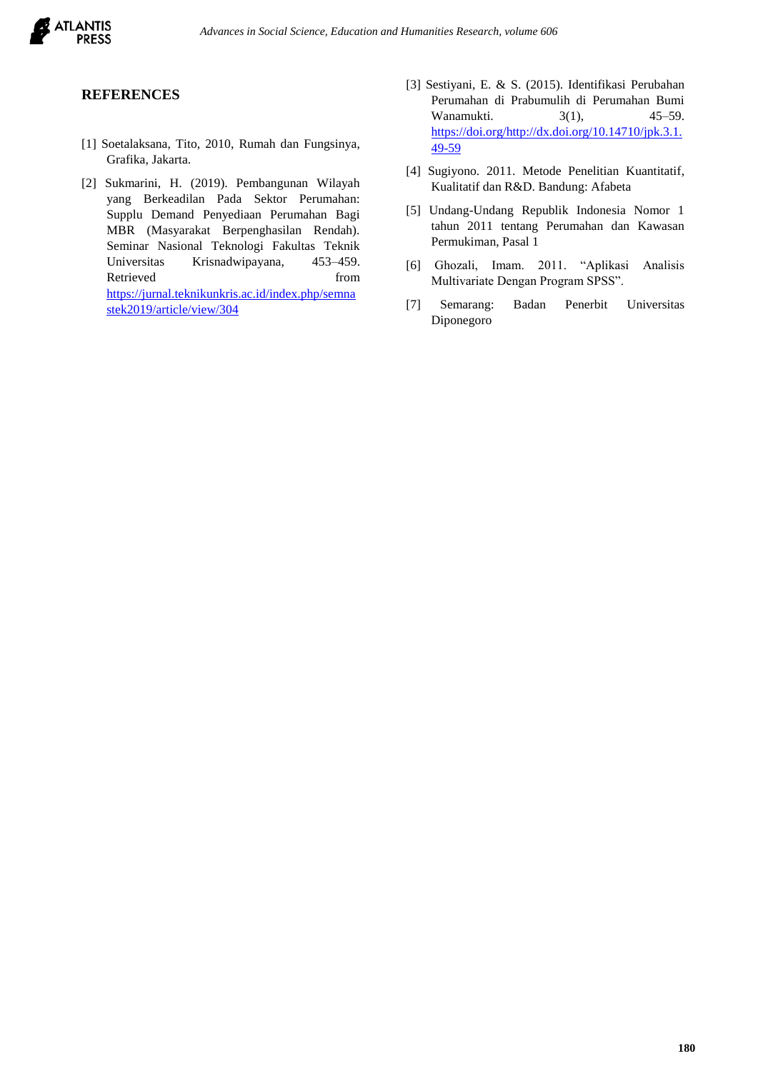## REFERENCES

[1] Soetalaksana, Tito, 2010, Rumah dan Fungsinya, Grafika, Jakarta.

[2] Sukmarini, H. (2019). Pembangunan Wilayah yang Berkeadilan Pada Sektor Perumahan: Supplu Demand Penyediaan Perumahan Bagi MBR (Masyarakat Berpenghasilan Rendah). Seminar Nasional Teknologi Fakultas Teknik Universitas Krisnadwipayana, 453–459. Retrieved from https://jurnal.teknikunkris.ac.id/index.php/semnastek2019/article/view/304

[3] Sestiyani, E. & S. (2015). Identifikasi Perubahan Perumahan di Prabumulih di Perumahan Bumi Wanamukti. 3(1), 45–59. https://doi.org/http://dx.doi.org/10.14710/jpk.3.1.49-59

[4] Sugiyono. 2011. Metode Penelitian Kuantitatif, Kualitatif dan R&D. Bandung: Afabeta

[5] Undang-Undang Republik Indonesia Nomor 1 tahun 2011 tentang Perumahan dan Kawasan Permukiman, Pasal 1

[6] Ghozali, Imam. 2011. "Aplikasi Analisis Multivariate Dengan Program SPSS".

[7] Semarang: Badan Penerbit Universitas Diponegoro